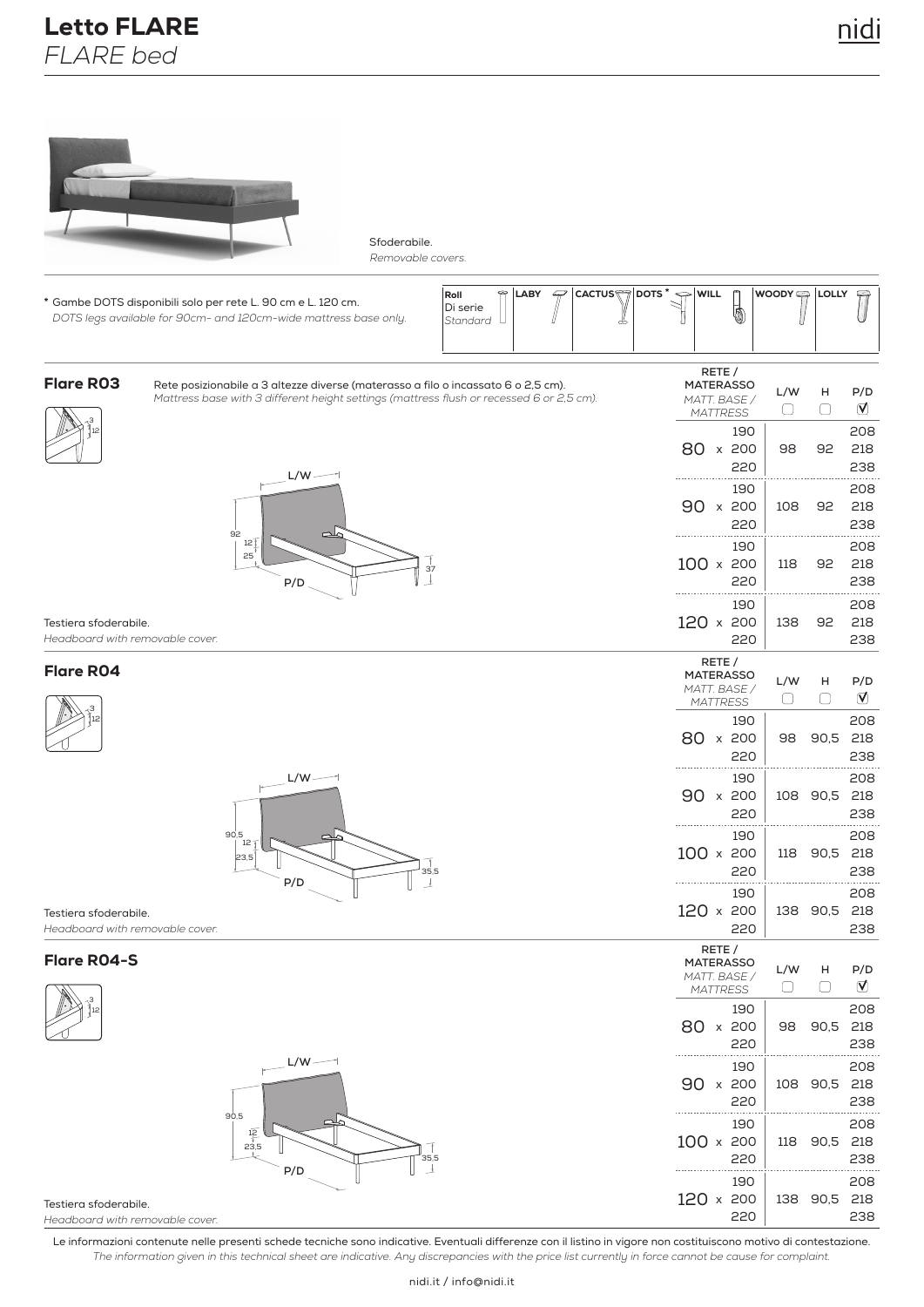# Letto FLARE
*FLARE bed*

Sfoderabile.
*Removable covers.*

* Gambe DOTS disponibili solo per rete L. 90 cm e L. 120 cm.
*DOTS legs available for 90cm- and 120cm-wide mattress base only.*

| Roll Di serie *Standard* | LABY | CACTUS | DOTS * | WILL | WOODY | LOLLY |
|---|---|---|---|---|---|---|

## Flare R03

Rete posizionabile a 3 altezze diverse (materasso a filo o incassato 6 o 2,5 cm).
*Mattress base with 3 different height settings (mattress flush or recessed 6 or 2,5 cm).*

Testiera sfoderabile.
*Headboard with removable cover.*

| RETE / MATERASSO *MATT. BASE / MATTRESS* | L/W | H | P/D |
|---|---|---|---|
| 80 x 190 | 98 | 92 | 208 |
| 80 x 200 | 98 | 92 | 218 |
| 80 x 220 | 98 | 92 | 238 |
| 90 x 190 | 108 | 92 | 208 |
| 90 x 200 | 108 | 92 | 218 |
| 90 x 220 | 108 | 92 | 238 |
| 100 x 190 | 118 | 92 | 208 |
| 100 x 200 | 118 | 92 | 218 |
| 100 x 220 | 118 | 92 | 238 |
| 120 x 190 | 138 | 92 | 208 |
| 120 x 200 | 138 | 92 | 218 |
| 120 x 220 | 138 | 92 | 238 |

## Flare R04

Testiera sfoderabile.
*Headboard with removable cover.*

| RETE / MATERASSO *MATT. BASE / MATTRESS* | L/W | H | P/D |
|---|---|---|---|
| 80 x 190 | 98 | 90,5 | 208 |
| 80 x 200 | 98 | 90,5 | 218 |
| 80 x 220 | 98 | 90,5 | 238 |
| 90 x 190 | 108 | 90,5 | 208 |
| 90 x 200 | 108 | 90,5 | 218 |
| 90 x 220 | 108 | 90,5 | 238 |
| 100 x 190 | 118 | 90,5 | 208 |
| 100 x 200 | 118 | 90,5 | 218 |
| 100 x 220 | 118 | 90,5 | 238 |
| 120 x 190 | 138 | 90,5 | 208 |
| 120 x 200 | 138 | 90,5 | 218 |
| 120 x 220 | 138 | 90,5 | 238 |

## Flare R04-S

Testiera sfoderabile.
*Headboard with removable cover.*

| RETE / MATERASSO *MATT. BASE / MATTRESS* | L/W | H | P/D |
|---|---|---|---|
| 80 x 190 | 98 | 90,5 | 208 |
| 80 x 200 | 98 | 90,5 | 218 |
| 80 x 220 | 98 | 90,5 | 238 |
| 90 x 190 | 108 | 90,5 | 208 |
| 90 x 200 | 108 | 90,5 | 218 |
| 90 x 220 | 108 | 90,5 | 238 |
| 100 x 190 | 118 | 90,5 | 208 |
| 100 x 200 | 118 | 90,5 | 218 |
| 100 x 220 | 118 | 90,5 | 238 |
| 120 x 190 | 138 | 90,5 | 208 |
| 120 x 200 | 138 | 90,5 | 218 |
| 120 x 220 | 138 | 90,5 | 238 |

Le informazioni contenute nelle presenti schede tecniche sono indicative. Eventuali differenze con il listino in vigore non costituiscono motivo di contestazione.
*The information given in this technical sheet are indicative. Any discrepancies with the price list currently in force cannot be cause for complaint.*

nidi.it / info@nidi.it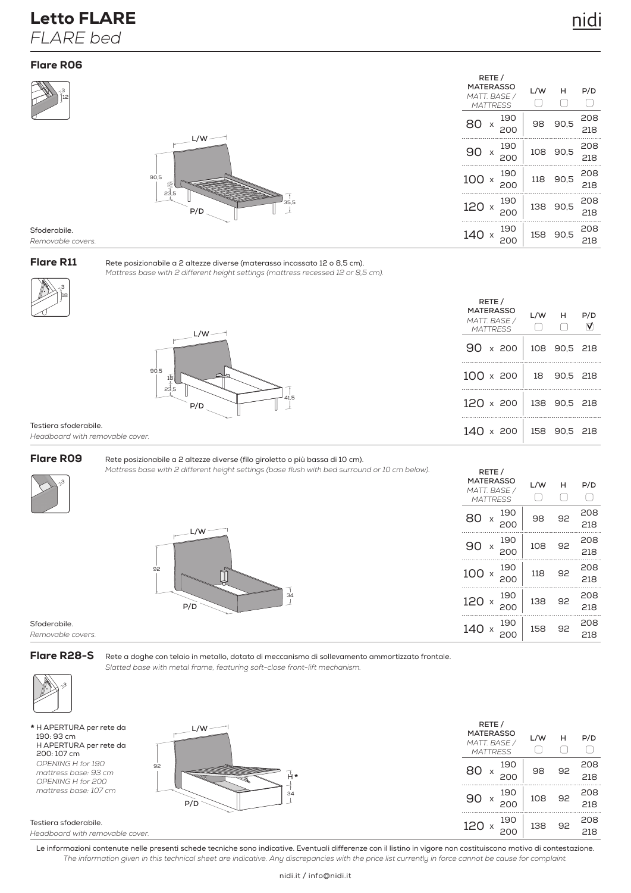# Letto FLARE
*FLARE bed*

## Flare R06

Sfoderabile.
*Removable covers.*

| RETE / MATERASSO *MATT. BASE / MATTRESS* | L/W | H | P/D |
|---|---|---|---|
| 80 x 190 / 200 | 98 | 90,5 | 208 / 218 |
| 90 x 190 / 200 | 108 | 90,5 | 208 / 218 |
| 100 x 190 / 200 | 118 | 90,5 | 208 / 218 |
| 120 x 190 / 200 | 138 | 90,5 | 208 / 218 |
| 140 x 190 / 200 | 158 | 90,5 | 208 / 218 |

## Flare R11

Rete posizionabile a 2 altezze diverse (materasso incassato 12 o 8,5 cm).
*Mattress base with 2 different height settings (mattress recessed 12 or 8,5 cm).*

Testiera sfoderabile.
*Headboard with removable cover.*

| RETE / MATERASSO *MATT. BASE / MATTRESS* | L/W | H | P/D |
|---|---|---|---|
| 90 x 200 | 108 | 90,5 | 218 |
| 100 x 200 | 18 | 90,5 | 218 |
| 120 x 200 | 138 | 90,5 | 218 |
| 140 x 200 | 158 | 90,5 | 218 |

## Flare R09

Rete posizionabile a 2 altezze diverse (filo giroletto o più bassa di 10 cm).
*Mattress base with 2 different height settings (base flush with bed surround or 10 cm below).*

Sfoderabile.
*Removable covers.*

| RETE / MATERASSO *MATT. BASE / MATTRESS* | L/W | H | P/D |
|---|---|---|---|
| 80 x 190 / 200 | 98 | 92 | 208 / 218 |
| 90 x 190 / 200 | 108 | 92 | 208 / 218 |
| 100 x 190 / 200 | 118 | 92 | 208 / 218 |
| 120 x 190 / 200 | 138 | 92 | 208 / 218 |
| 140 x 190 / 200 | 158 | 92 | 208 / 218 |

## Flare R28-S

Rete a doghe con telaio in metallo, dotato di meccanismo di sollevamento ammortizzato frontale.
*Slatted base with metal frame, featuring soft-close front-lift mechanism.*

\* H APERTURA per rete da 190: 93 cm
H APERTURA per rete da 200: 107 cm
*OPENING H for 190 mattress base: 93 cm*
*OPENING H for 200 mattress base: 107 cm*

Testiera sfoderabile.
*Headboard with removable cover.*

| RETE / MATERASSO *MATT. BASE / MATTRESS* | L/W | H | P/D |
|---|---|---|---|
| 80 x 190 / 200 | 98 | 92 | 208 / 218 |
| 90 x 190 / 200 | 108 | 92 | 208 / 218 |
| 120 x 190 / 200 | 138 | 92 | 208 / 218 |

Le informazioni contenute nelle presenti schede tecniche sono indicative. Eventuali differenze con il listino in vigore non costituiscono motivo di contestazione.
*The information given in this technical sheet are indicative. Any discrepancies with the price list currently in force cannot be cause for complaint.*

nidi.it / info@nidi.it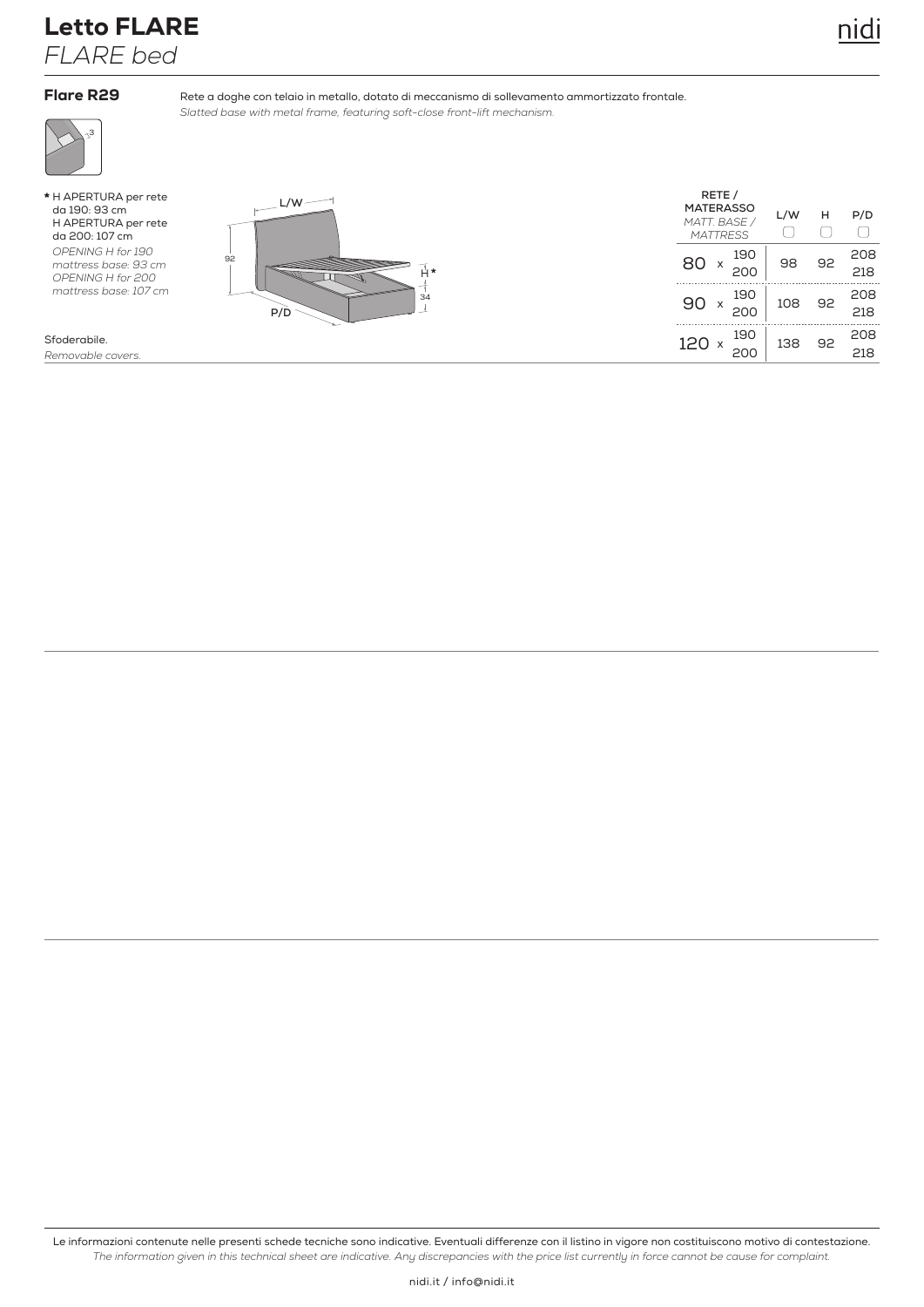# Letto FLARE

*FLARE bed*

## Flare R29

Rete a doghe con telaio in metallo, dotato di meccanismo di sollevamento ammortizzato frontale.
*Slatted base with metal frame, featuring soft-close front-lift mechanism.*

3

**\*** H APERTURA per rete da 190: 93 cm
H APERTURA per rete da 200: 107 cm
*OPENING H for 190 mattress base: 93 cm*
*OPENING H for 200 mattress base: 107 cm*

L/W
92
H*
34
P/D

Sfoderabile.
*Removable covers.*

| RETE / MATERASSO *MATT. BASE / MATTRESS* | L/W | H | P/D |
|---|---|---|---|
| 80 x 190 | 98 | 92 | 208 |
| 80 x 200 | | | 218 |
| 90 x 190 | 108 | 92 | 208 |
| 90 x 200 | | | 218 |
| 120 x 190 | 138 | 92 | 208 |
| 120 x 200 | | | 218 |

Le informazioni contenute nelle presenti schede tecniche sono indicative. Eventuali differenze con il listino in vigore non costituiscono motivo di contestazione.
*The information given in this technical sheet are indicative. Any discrepancies with the price list currently in force cannot be cause for complaint.*

nidi.it / info@nidi.it